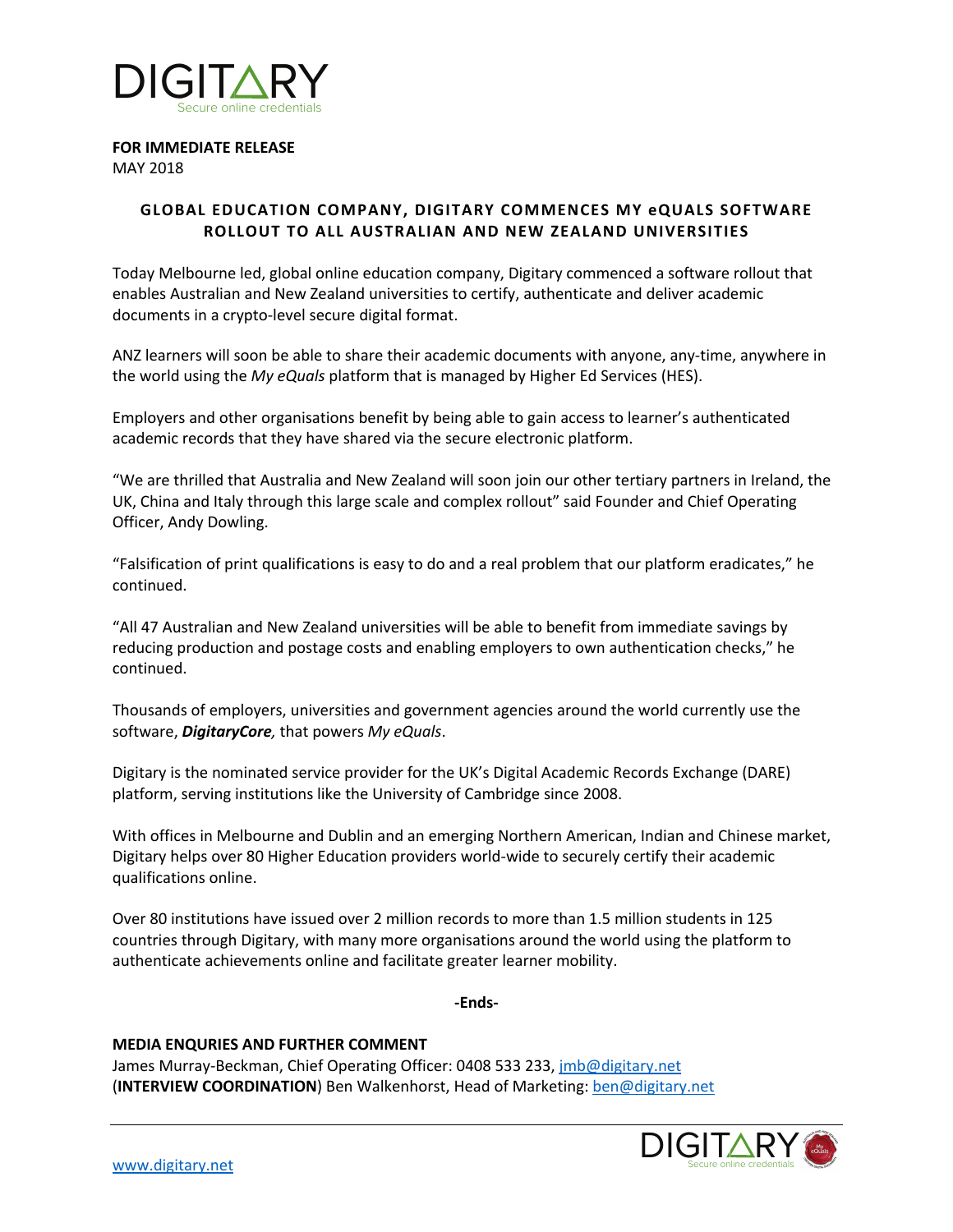DIGITARY
Secure online credentials

**FOR IMMEDIATE RELEASE**
MAY 2018

## GLOBAL EDUCATION COMPANY, DIGITARY COMMENCES MY eQUALS SOFTWARE ROLLOUT TO ALL AUSTRALIAN AND NEW ZEALAND UNIVERSITIES

Today Melbourne led, global online education company, Digitary commenced a software rollout that enables Australian and New Zealand universities to certify, authenticate and deliver academic documents in a crypto-level secure digital format.

ANZ learners will soon be able to share their academic documents with anyone, any-time, anywhere in the world using the *My eQuals* platform that is managed by Higher Ed Services (HES).

Employers and other organisations benefit by being able to gain access to learner's authenticated academic records that they have shared via the secure electronic platform.

"We are thrilled that Australia and New Zealand will soon join our other tertiary partners in Ireland, the UK, China and Italy through this large scale and complex rollout" said Founder and Chief Operating Officer, Andy Dowling.

"Falsification of print qualifications is easy to do and a real problem that our platform eradicates," he continued.

"All 47 Australian and New Zealand universities will be able to benefit from immediate savings by reducing production and postage costs and enabling employers to own authentication checks," he continued.

Thousands of employers, universities and government agencies around the world currently use the software, ***DigitaryCore,*** that powers *My eQuals*.

Digitary is the nominated service provider for the UK's Digital Academic Records Exchange (DARE) platform, serving institutions like the University of Cambridge since 2008.

With offices in Melbourne and Dublin and an emerging Northern American, Indian and Chinese market, Digitary helps over 80 Higher Education providers world-wide to securely certify their academic qualifications online.

Over 80 institutions have issued over 2 million records to more than 1.5 million students in 125 countries through Digitary, with many more organisations around the world using the platform to authenticate achievements online and facilitate greater learner mobility.

**-Ends-**

**MEDIA ENQURIES AND FURTHER COMMENT**
James Murray-Beckman, Chief Operating Officer: 0408 533 233, jmb@digitary.net
(**INTERVIEW COORDINATION**) Ben Walkenhorst, Head of Marketing: ben@digitary.net

www.digitary.net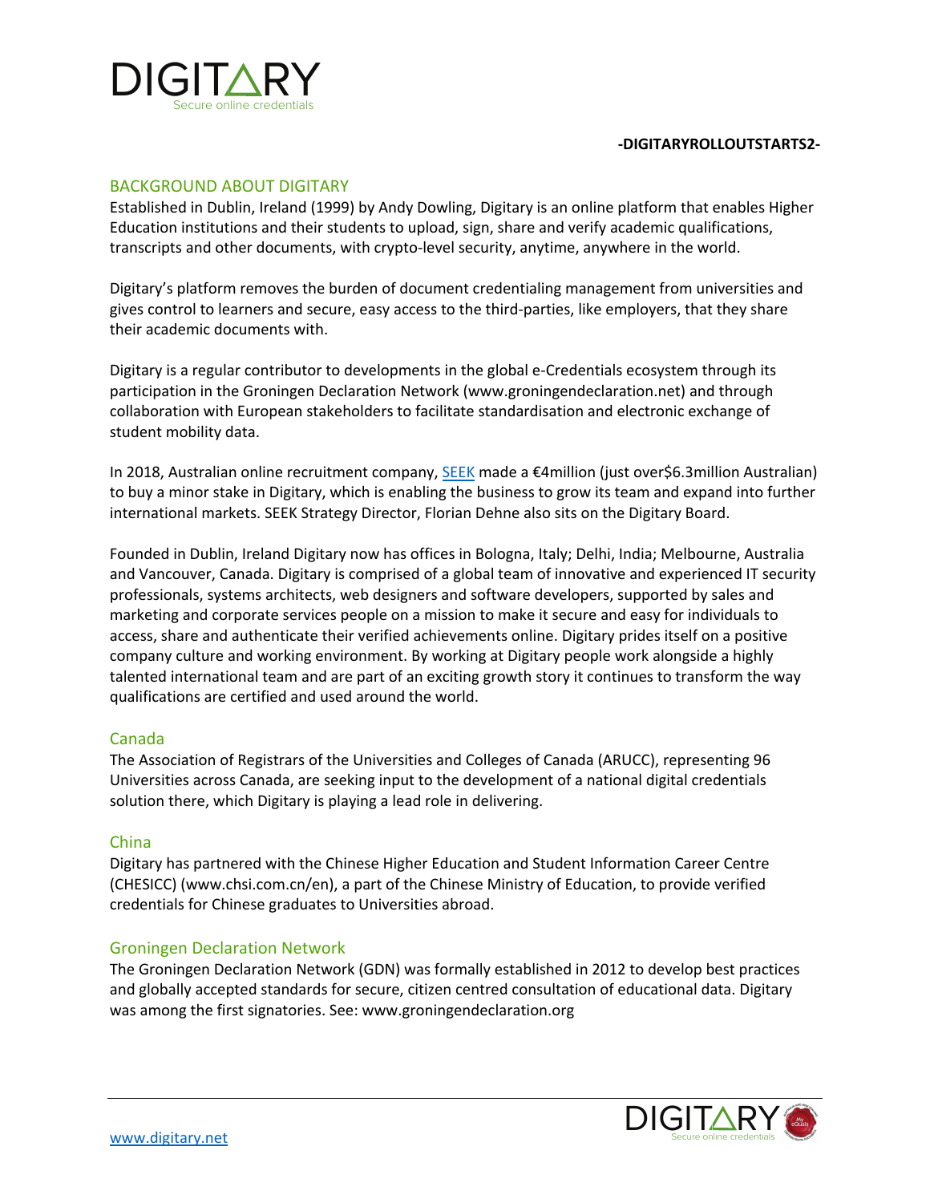**-DIGITARYROLLOUTSTARTS2-**

## BACKGROUND ABOUT DIGITARY

Established in Dublin, Ireland (1999) by Andy Dowling, Digitary is an online platform that enables Higher Education institutions and their students to upload, sign, share and verify academic qualifications, transcripts and other documents, with crypto-level security, anytime, anywhere in the world.

Digitary's platform removes the burden of document credentialing management from universities and gives control to learners and secure, easy access to the third-parties, like employers, that they share their academic documents with.

Digitary is a regular contributor to developments in the global e-Credentials ecosystem through its participation in the Groningen Declaration Network (www.groningendeclaration.net) and through collaboration with European stakeholders to facilitate standardisation and electronic exchange of student mobility data.

In 2018, Australian online recruitment company, SEEK made a €4million (just over$6.3million Australian) to buy a minor stake in Digitary, which is enabling the business to grow its team and expand into further international markets. SEEK Strategy Director, Florian Dehne also sits on the Digitary Board.

Founded in Dublin, Ireland Digitary now has offices in Bologna, Italy; Delhi, India; Melbourne, Australia and Vancouver, Canada. Digitary is comprised of a global team of innovative and experienced IT security professionals, systems architects, web designers and software developers, supported by sales and marketing and corporate services people on a mission to make it secure and easy for individuals to access, share and authenticate their verified achievements online. Digitary prides itself on a positive company culture and working environment. By working at Digitary people work alongside a highly talented international team and are part of an exciting growth story it continues to transform the way qualifications are certified and used around the world.

### Canada

The Association of Registrars of the Universities and Colleges of Canada (ARUCC), representing 96 Universities across Canada, are seeking input to the development of a national digital credentials solution there, which Digitary is playing a lead role in delivering.

### China

Digitary has partnered with the Chinese Higher Education and Student Information Career Centre (CHESICC) (www.chsi.com.cn/en), a part of the Chinese Ministry of Education, to provide verified credentials for Chinese graduates to Universities abroad.

### Groningen Declaration Network

The Groningen Declaration Network (GDN) was formally established in 2012 to develop best practices and globally accepted standards for secure, citizen centred consultation of educational data. Digitary was among the first signatories. See: www.groningendeclaration.org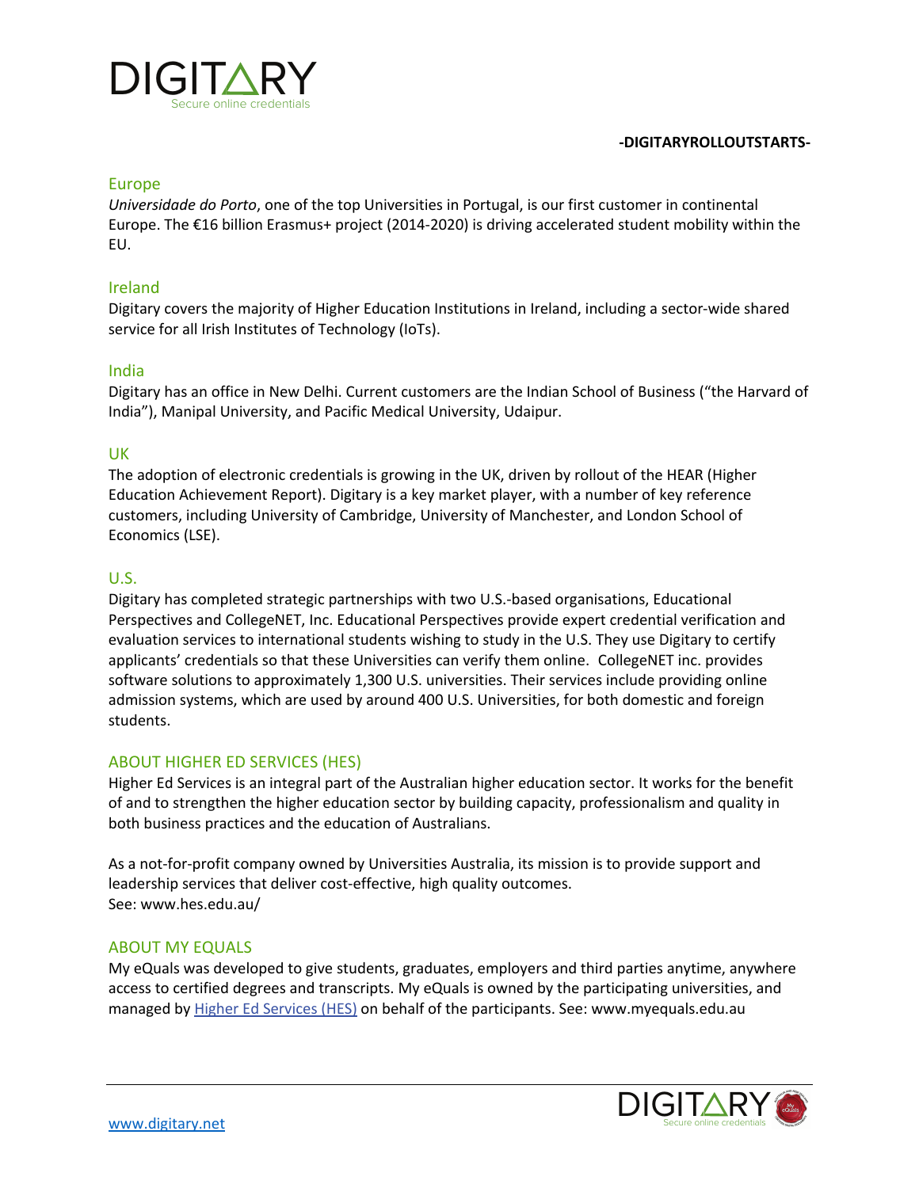**-DIGITARYROLLOUTSTARTS-**

## Europe

*Universidade do Porto*, one of the top Universities in Portugal, is our first customer in continental Europe. The €16 billion Erasmus+ project (2014-2020) is driving accelerated student mobility within the EU.

## Ireland

Digitary covers the majority of Higher Education Institutions in Ireland, including a sector-wide shared service for all Irish Institutes of Technology (IoTs).

## India

Digitary has an office in New Delhi. Current customers are the Indian School of Business ("the Harvard of India"), Manipal University, and Pacific Medical University, Udaipur.

## UK

The adoption of electronic credentials is growing in the UK, driven by rollout of the HEAR (Higher Education Achievement Report). Digitary is a key market player, with a number of key reference customers, including University of Cambridge, University of Manchester, and London School of Economics (LSE).

## U.S.

Digitary has completed strategic partnerships with two U.S.-based organisations, Educational Perspectives and CollegeNET, Inc. Educational Perspectives provide expert credential verification and evaluation services to international students wishing to study in the U.S. They use Digitary to certify applicants' credentials so that these Universities can verify them online. CollegeNET inc. provides software solutions to approximately 1,300 U.S. universities. Their services include providing online admission systems, which are used by around 400 U.S. Universities, for both domestic and foreign students.

## ABOUT HIGHER ED SERVICES (HES)

Higher Ed Services is an integral part of the Australian higher education sector. It works for the benefit of and to strengthen the higher education sector by building capacity, professionalism and quality in both business practices and the education of Australians.

As a not-for-profit company owned by Universities Australia, its mission is to provide support and leadership services that deliver cost-effective, high quality outcomes.
See: www.hes.edu.au/

## ABOUT MY EQUALS

My eQuals was developed to give students, graduates, employers and third parties anytime, anywhere access to certified degrees and transcripts. My eQuals is owned by the participating universities, and managed by Higher Ed Services (HES) on behalf of the participants. See: www.myequals.edu.au